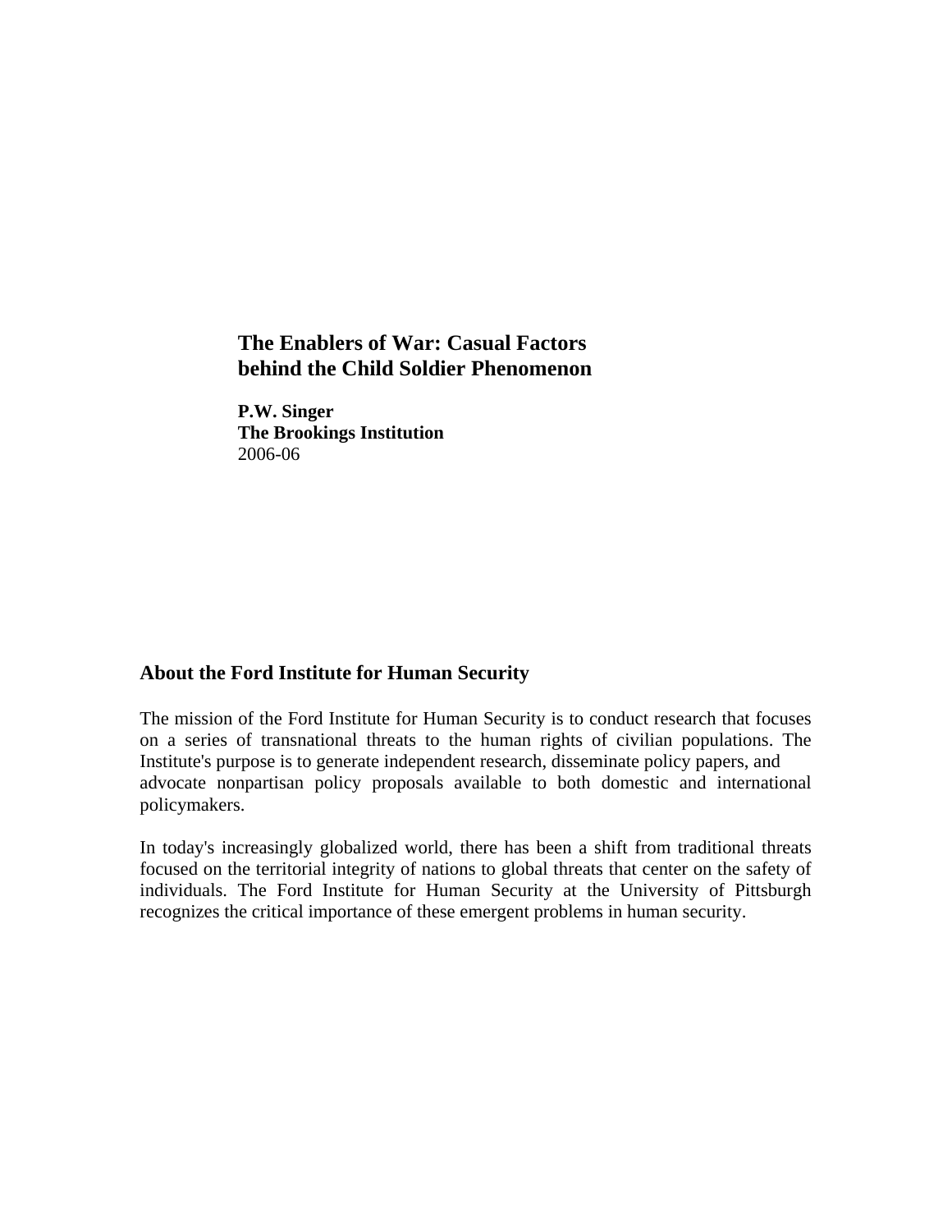# The Enablers of War: Casual Factors behind the Child Soldier Phenomenon

**P.W. Singer**
**The Brookings Institution**
2006-06

## About the Ford Institute for Human Security

The mission of the Ford Institute for Human Security is to conduct research that focuses on a series of transnational threats to the human rights of civilian populations. The Institute's purpose is to generate independent research, disseminate policy papers, and advocate nonpartisan policy proposals available to both domestic and international policymakers.

In today's increasingly globalized world, there has been a shift from traditional threats focused on the territorial integrity of nations to global threats that center on the safety of individuals. The Ford Institute for Human Security at the University of Pittsburgh recognizes the critical importance of these emergent problems in human security.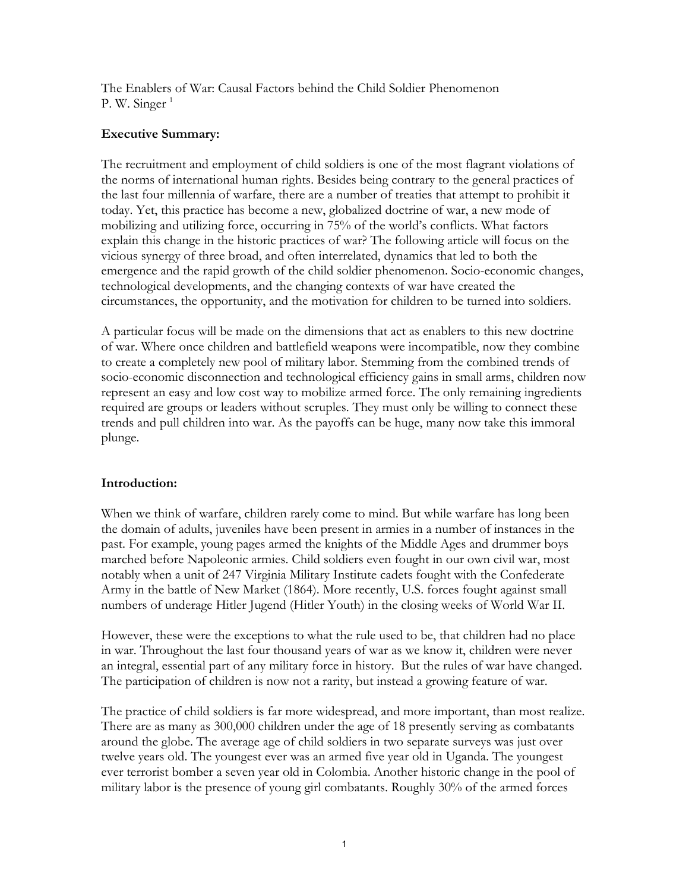The Enablers of War: Causal Factors behind the Child Soldier Phenomenon
P. W. Singer [1]

**Executive Summary:**

The recruitment and employment of child soldiers is one of the most flagrant violations of the norms of international human rights. Besides being contrary to the general practices of the last four millennia of warfare, there are a number of treaties that attempt to prohibit it today. Yet, this practice has become a new, globalized doctrine of war, a new mode of mobilizing and utilizing force, occurring in 75% of the world's conflicts. What factors explain this change in the historic practices of war? The following article will focus on the vicious synergy of three broad, and often interrelated, dynamics that led to both the emergence and the rapid growth of the child soldier phenomenon. Socio-economic changes, technological developments, and the changing contexts of war have created the circumstances, the opportunity, and the motivation for children to be turned into soldiers.

A particular focus will be made on the dimensions that act as enablers to this new doctrine of war. Where once children and battlefield weapons were incompatible, now they combine to create a completely new pool of military labor. Stemming from the combined trends of socio-economic disconnection and technological efficiency gains in small arms, children now represent an easy and low cost way to mobilize armed force. The only remaining ingredients required are groups or leaders without scruples. They must only be willing to connect these trends and pull children into war. As the payoffs can be huge, many now take this immoral plunge.

**Introduction:**

When we think of warfare, children rarely come to mind. But while warfare has long been the domain of adults, juveniles have been present in armies in a number of instances in the past. For example, young pages armed the knights of the Middle Ages and drummer boys marched before Napoleonic armies. Child soldiers even fought in our own civil war, most notably when a unit of 247 Virginia Military Institute cadets fought with the Confederate Army in the battle of New Market (1864). More recently, U.S. forces fought against small numbers of underage Hitler Jugend (Hitler Youth) in the closing weeks of World War II.

However, these were the exceptions to what the rule used to be, that children had no place in war. Throughout the last four thousand years of war as we know it, children were never an integral, essential part of any military force in history. But the rules of war have changed. The participation of children is now not a rarity, but instead a growing feature of war.

The practice of child soldiers is far more widespread, and more important, than most realize. There are as many as 300,000 children under the age of 18 presently serving as combatants around the globe. The average age of child soldiers in two separate surveys was just over twelve years old. The youngest ever was an armed five year old in Uganda. The youngest ever terrorist bomber a seven year old in Colombia. Another historic change in the pool of military labor is the presence of young girl combatants. Roughly 30% of the armed forces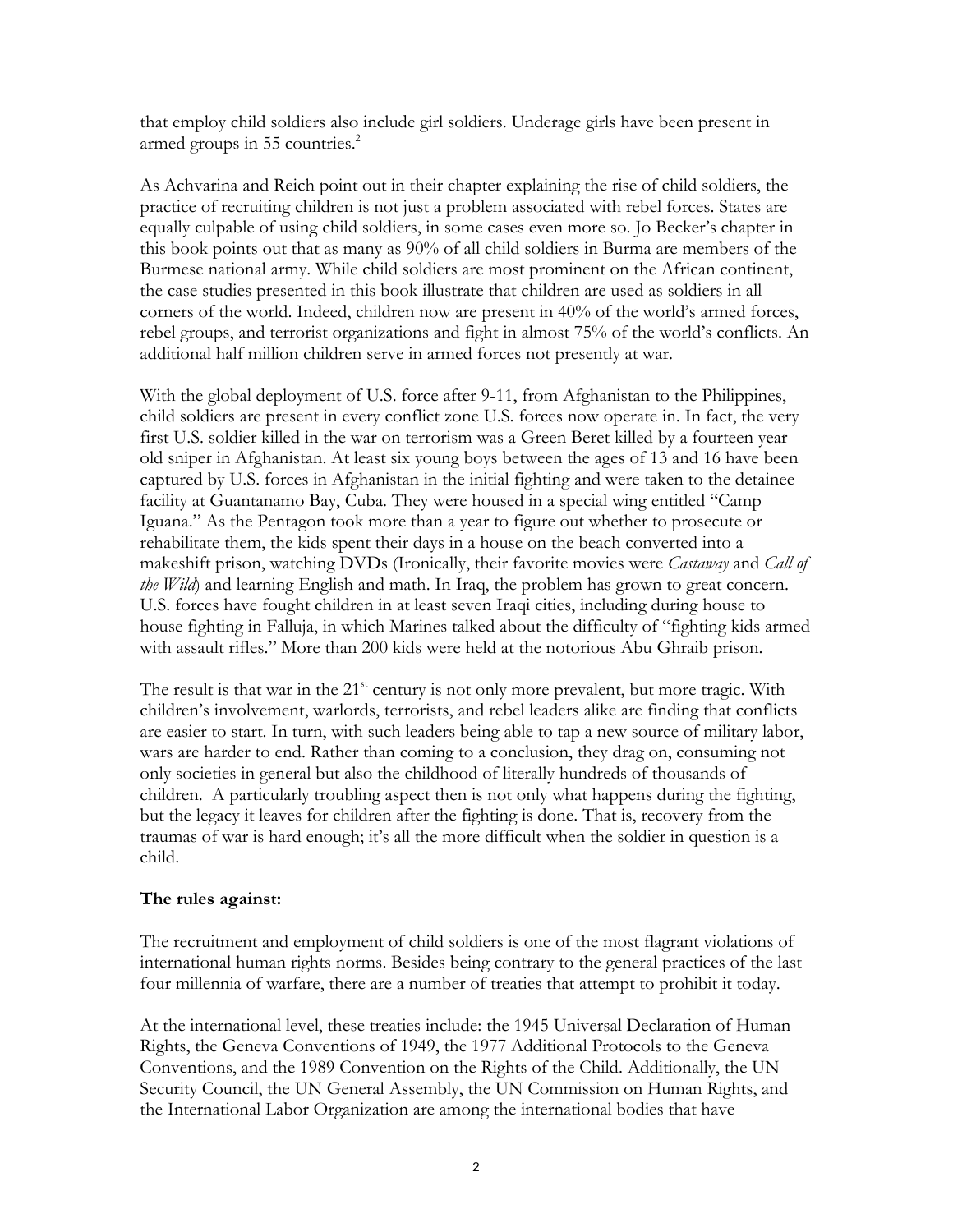that employ child soldiers also include girl soldiers. Underage girls have been present in armed groups in 55 countries.[2]

As Achvarina and Reich point out in their chapter explaining the rise of child soldiers, the practice of recruiting children is not just a problem associated with rebel forces. States are equally culpable of using child soldiers, in some cases even more so. Jo Becker's chapter in this book points out that as many as 90% of all child soldiers in Burma are members of the Burmese national army. While child soldiers are most prominent on the African continent, the case studies presented in this book illustrate that children are used as soldiers in all corners of the world. Indeed, children now are present in 40% of the world's armed forces, rebel groups, and terrorist organizations and fight in almost 75% of the world's conflicts. An additional half million children serve in armed forces not presently at war.

With the global deployment of U.S. force after 9-11, from Afghanistan to the Philippines, child soldiers are present in every conflict zone U.S. forces now operate in. In fact, the very first U.S. soldier killed in the war on terrorism was a Green Beret killed by a fourteen year old sniper in Afghanistan. At least six young boys between the ages of 13 and 16 have been captured by U.S. forces in Afghanistan in the initial fighting and were taken to the detainee facility at Guantanamo Bay, Cuba. They were housed in a special wing entitled "Camp Iguana." As the Pentagon took more than a year to figure out whether to prosecute or rehabilitate them, the kids spent their days in a house on the beach converted into a makeshift prison, watching DVDs (Ironically, their favorite movies were *Castaway* and *Call of the Wild*) and learning English and math. In Iraq, the problem has grown to great concern. U.S. forces have fought children in at least seven Iraqi cities, including during house to house fighting in Falluja, in which Marines talked about the difficulty of "fighting kids armed with assault rifles." More than 200 kids were held at the notorious Abu Ghraib prison.

The result is that war in the 21st century is not only more prevalent, but more tragic. With children's involvement, warlords, terrorists, and rebel leaders alike are finding that conflicts are easier to start. In turn, with such leaders being able to tap a new source of military labor, wars are harder to end. Rather than coming to a conclusion, they drag on, consuming not only societies in general but also the childhood of literally hundreds of thousands of children. A particularly troubling aspect then is not only what happens during the fighting, but the legacy it leaves for children after the fighting is done. That is, recovery from the traumas of war is hard enough; it's all the more difficult when the soldier in question is a child.

**The rules against:**

The recruitment and employment of child soldiers is one of the most flagrant violations of international human rights norms. Besides being contrary to the general practices of the last four millennia of warfare, there are a number of treaties that attempt to prohibit it today.

At the international level, these treaties include: the 1945 Universal Declaration of Human Rights, the Geneva Conventions of 1949, the 1977 Additional Protocols to the Geneva Conventions, and the 1989 Convention on the Rights of the Child. Additionally, the UN Security Council, the UN General Assembly, the UN Commission on Human Rights, and the International Labor Organization are among the international bodies that have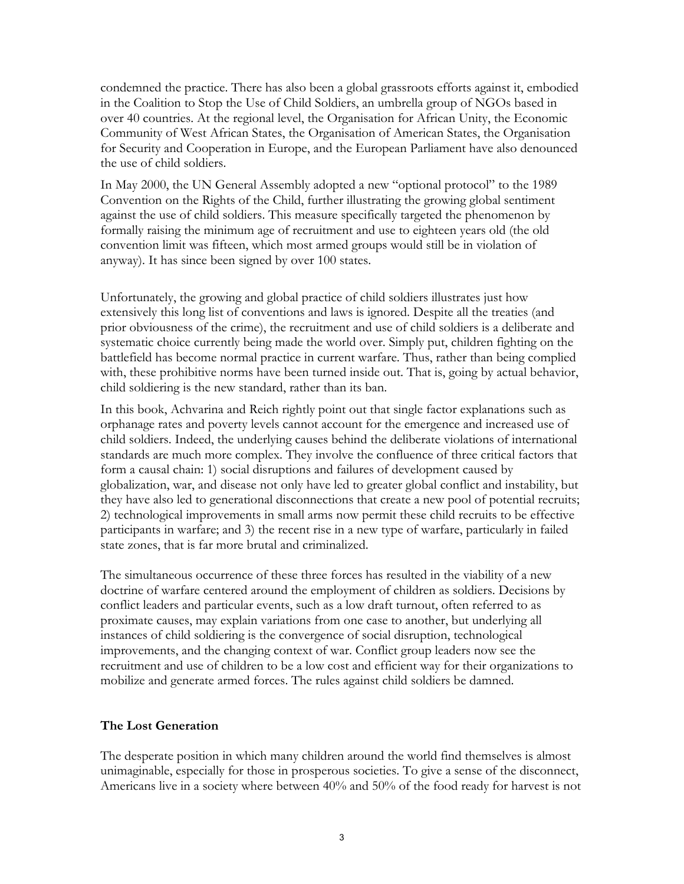condemned the practice. There has also been a global grassroots efforts against it, embodied in the Coalition to Stop the Use of Child Soldiers, an umbrella group of NGOs based in over 40 countries. At the regional level, the Organisation for African Unity, the Economic Community of West African States, the Organisation of American States, the Organisation for Security and Cooperation in Europe, and the European Parliament have also denounced the use of child soldiers.

In May 2000, the UN General Assembly adopted a new "optional protocol" to the 1989 Convention on the Rights of the Child, further illustrating the growing global sentiment against the use of child soldiers. This measure specifically targeted the phenomenon by formally raising the minimum age of recruitment and use to eighteen years old (the old convention limit was fifteen, which most armed groups would still be in violation of anyway). It has since been signed by over 100 states.

Unfortunately, the growing and global practice of child soldiers illustrates just how extensively this long list of conventions and laws is ignored. Despite all the treaties (and prior obviousness of the crime), the recruitment and use of child soldiers is a deliberate and systematic choice currently being made the world over. Simply put, children fighting on the battlefield has become normal practice in current warfare. Thus, rather than being complied with, these prohibitive norms have been turned inside out. That is, going by actual behavior, child soldiering is the new standard, rather than its ban.

In this book, Achvarina and Reich rightly point out that single factor explanations such as orphanage rates and poverty levels cannot account for the emergence and increased use of child soldiers. Indeed, the underlying causes behind the deliberate violations of international standards are much more complex. They involve the confluence of three critical factors that form a causal chain: 1) social disruptions and failures of development caused by globalization, war, and disease not only have led to greater global conflict and instability, but they have also led to generational disconnections that create a new pool of potential recruits; 2) technological improvements in small arms now permit these child recruits to be effective participants in warfare; and 3) the recent rise in a new type of warfare, particularly in failed state zones, that is far more brutal and criminalized.

The simultaneous occurrence of these three forces has resulted in the viability of a new doctrine of warfare centered around the employment of children as soldiers. Decisions by conflict leaders and particular events, such as a low draft turnout, often referred to as proximate causes, may explain variations from one case to another, but underlying all instances of child soldiering is the convergence of social disruption, technological improvements, and the changing context of war. Conflict group leaders now see the recruitment and use of children to be a low cost and efficient way for their organizations to mobilize and generate armed forces. The rules against child soldiers be damned.

## The Lost Generation

The desperate position in which many children around the world find themselves is almost unimaginable, especially for those in prosperous societies. To give a sense of the disconnect, Americans live in a society where between 40% and 50% of the food ready for harvest is not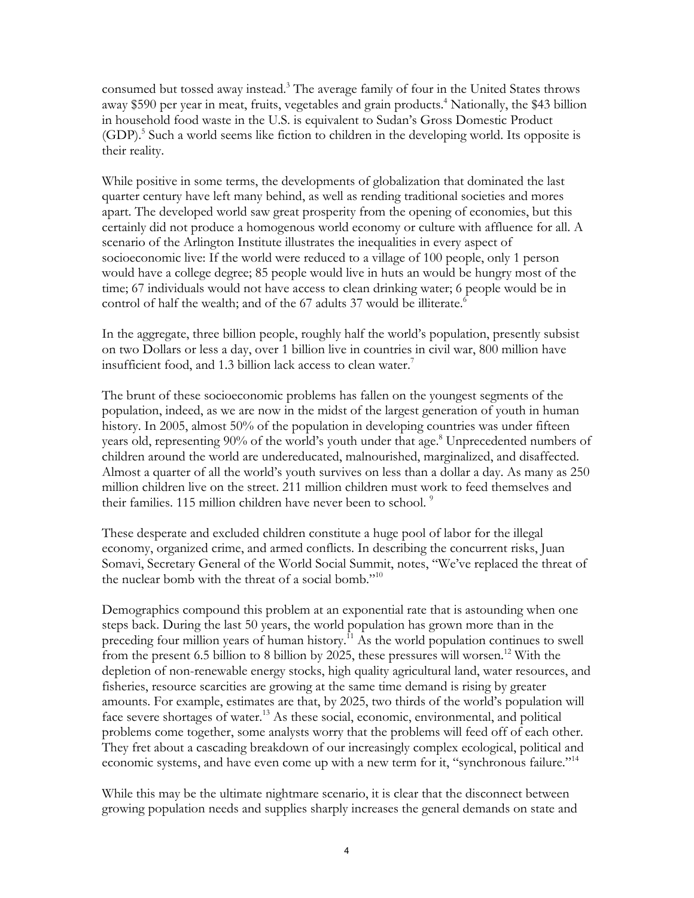consumed but tossed away instead.[3] The average family of four in the United States throws away $590 per year in meat, fruits, vegetables and grain products.[4] Nationally, the $43 billion in household food waste in the U.S. is equivalent to Sudan's Gross Domestic Product (GDP).[5] Such a world seems like fiction to children in the developing world. Its opposite is their reality.

While positive in some terms, the developments of globalization that dominated the last quarter century have left many behind, as well as rending traditional societies and mores apart. The developed world saw great prosperity from the opening of economies, but this certainly did not produce a homogenous world economy or culture with affluence for all. A scenario of the Arlington Institute illustrates the inequalities in every aspect of socioeconomic live: If the world were reduced to a village of 100 people, only 1 person would have a college degree; 85 people would live in huts an would be hungry most of the time; 67 individuals would not have access to clean drinking water; 6 people would be in control of half the wealth; and of the 67 adults 37 would be illiterate.[6]

In the aggregate, three billion people, roughly half the world's population, presently subsist on two Dollars or less a day, over 1 billion live in countries in civil war, 800 million have insufficient food, and 1.3 billion lack access to clean water.[7]

The brunt of these socioeconomic problems has fallen on the youngest segments of the population, indeed, as we are now in the midst of the largest generation of youth in human history. In 2005, almost 50% of the population in developing countries was under fifteen years old, representing 90% of the world's youth under that age.[8] Unprecedented numbers of children around the world are undereducated, malnourished, marginalized, and disaffected. Almost a quarter of all the world's youth survives on less than a dollar a day. As many as 250 million children live on the street. 211 million children must work to feed themselves and their families. 115 million children have never been to school. [9]

These desperate and excluded children constitute a huge pool of labor for the illegal economy, organized crime, and armed conflicts. In describing the concurrent risks, Juan Somavi, Secretary General of the World Social Summit, notes, "We've replaced the threat of the nuclear bomb with the threat of a social bomb."[10]

Demographics compound this problem at an exponential rate that is astounding when one steps back. During the last 50 years, the world population has grown more than in the preceding four million years of human history.[11] As the world population continues to swell from the present 6.5 billion to 8 billion by 2025, these pressures will worsen.[12] With the depletion of non-renewable energy stocks, high quality agricultural land, water resources, and fisheries, resource scarcities are growing at the same time demand is rising by greater amounts. For example, estimates are that, by 2025, two thirds of the world's population will face severe shortages of water.[13] As these social, economic, environmental, and political problems come together, some analysts worry that the problems will feed off of each other. They fret about a cascading breakdown of our increasingly complex ecological, political and economic systems, and have even come up with a new term for it, "synchronous failure."[14]

While this may be the ultimate nightmare scenario, it is clear that the disconnect between growing population needs and supplies sharply increases the general demands on state and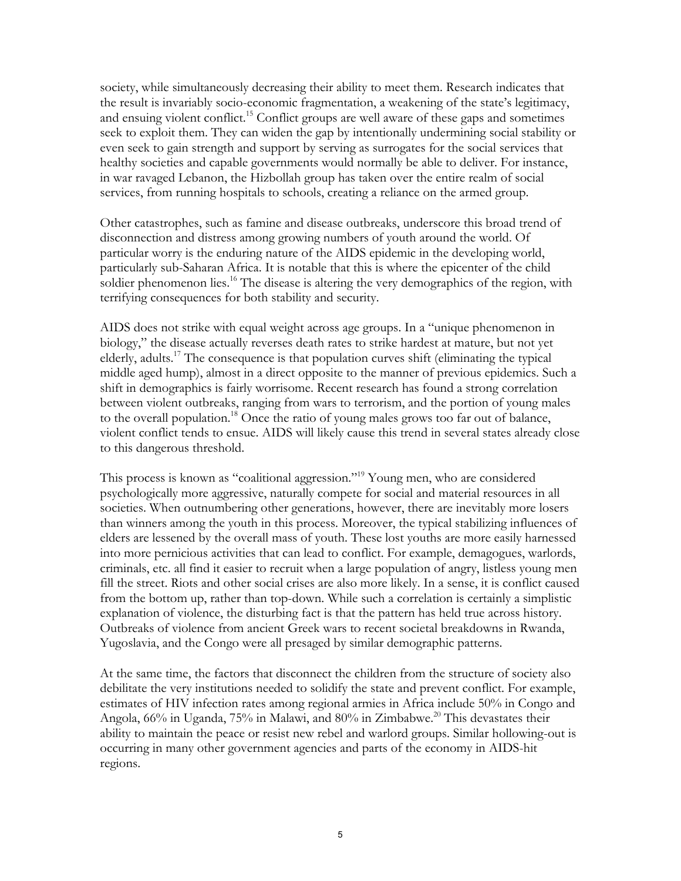society, while simultaneously decreasing their ability to meet them. Research indicates that the result is invariably socio-economic fragmentation, a weakening of the state's legitimacy, and ensuing violent conflict.[15] Conflict groups are well aware of these gaps and sometimes seek to exploit them. They can widen the gap by intentionally undermining social stability or even seek to gain strength and support by serving as surrogates for the social services that healthy societies and capable governments would normally be able to deliver. For instance, in war ravaged Lebanon, the Hizbollah group has taken over the entire realm of social services, from running hospitals to schools, creating a reliance on the armed group.

Other catastrophes, such as famine and disease outbreaks, underscore this broad trend of disconnection and distress among growing numbers of youth around the world. Of particular worry is the enduring nature of the AIDS epidemic in the developing world, particularly sub-Saharan Africa. It is notable that this is where the epicenter of the child soldier phenomenon lies.[16] The disease is altering the very demographics of the region, with terrifying consequences for both stability and security.

AIDS does not strike with equal weight across age groups. In a "unique phenomenon in biology," the disease actually reverses death rates to strike hardest at mature, but not yet elderly, adults.[17] The consequence is that population curves shift (eliminating the typical middle aged hump), almost in a direct opposite to the manner of previous epidemics. Such a shift in demographics is fairly worrisome. Recent research has found a strong correlation between violent outbreaks, ranging from wars to terrorism, and the portion of young males to the overall population.[18] Once the ratio of young males grows too far out of balance, violent conflict tends to ensue. AIDS will likely cause this trend in several states already close to this dangerous threshold.

This process is known as "coalitional aggression."[19] Young men, who are considered psychologically more aggressive, naturally compete for social and material resources in all societies. When outnumbering other generations, however, there are inevitably more losers than winners among the youth in this process. Moreover, the typical stabilizing influences of elders are lessened by the overall mass of youth. These lost youths are more easily harnessed into more pernicious activities that can lead to conflict. For example, demagogues, warlords, criminals, etc. all find it easier to recruit when a large population of angry, listless young men fill the street. Riots and other social crises are also more likely. In a sense, it is conflict caused from the bottom up, rather than top-down. While such a correlation is certainly a simplistic explanation of violence, the disturbing fact is that the pattern has held true across history. Outbreaks of violence from ancient Greek wars to recent societal breakdowns in Rwanda, Yugoslavia, and the Congo were all presaged by similar demographic patterns.

At the same time, the factors that disconnect the children from the structure of society also debilitate the very institutions needed to solidify the state and prevent conflict. For example, estimates of HIV infection rates among regional armies in Africa include 50% in Congo and Angola, 66% in Uganda, 75% in Malawi, and 80% in Zimbabwe.[20] This devastates their ability to maintain the peace or resist new rebel and warlord groups. Similar hollowing-out is occurring in many other government agencies and parts of the economy in AIDS-hit regions.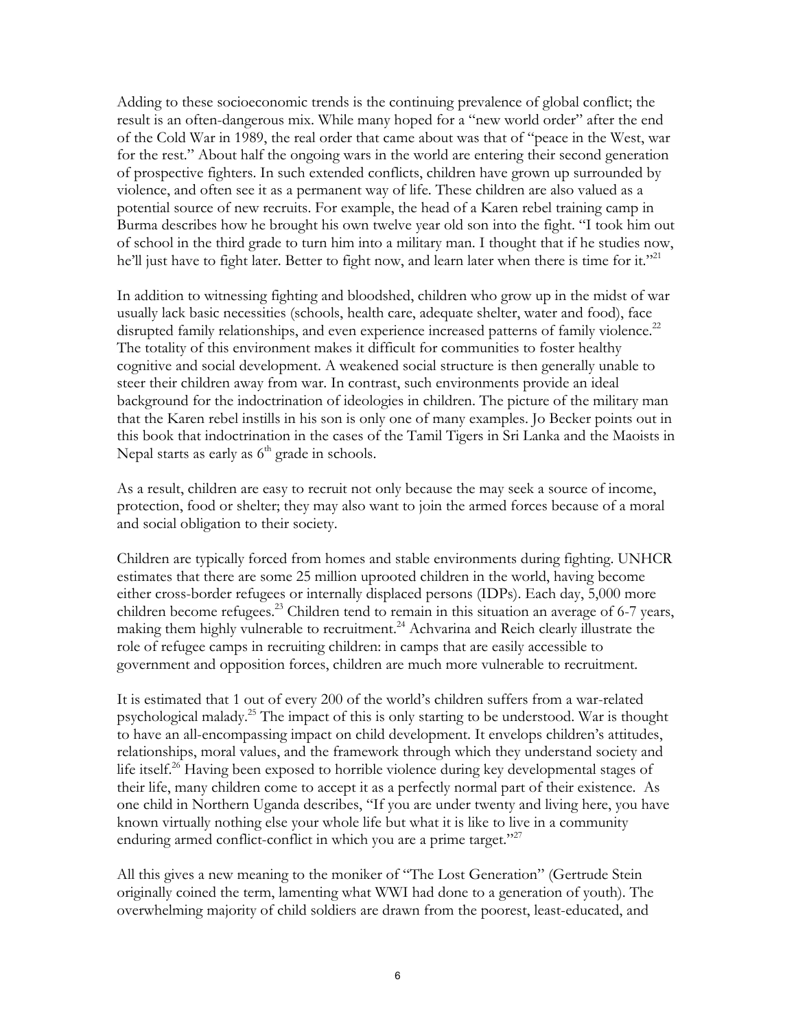Adding to these socioeconomic trends is the continuing prevalence of global conflict; the result is an often-dangerous mix. While many hoped for a "new world order" after the end of the Cold War in 1989, the real order that came about was that of "peace in the West, war for the rest." About half the ongoing wars in the world are entering their second generation of prospective fighters. In such extended conflicts, children have grown up surrounded by violence, and often see it as a permanent way of life. These children are also valued as a potential source of new recruits. For example, the head of a Karen rebel training camp in Burma describes how he brought his own twelve year old son into the fight. "I took him out of school in the third grade to turn him into a military man. I thought that if he studies now, he'll just have to fight later. Better to fight now, and learn later when there is time for it."[21]

In addition to witnessing fighting and bloodshed, children who grow up in the midst of war usually lack basic necessities (schools, health care, adequate shelter, water and food), face disrupted family relationships, and even experience increased patterns of family violence.[22] The totality of this environment makes it difficult for communities to foster healthy cognitive and social development. A weakened social structure is then generally unable to steer their children away from war. In contrast, such environments provide an ideal background for the indoctrination of ideologies in children. The picture of the military man that the Karen rebel instills in his son is only one of many examples. Jo Becker points out in this book that indoctrination in the cases of the Tamil Tigers in Sri Lanka and the Maoists in Nepal starts as early as 6th grade in schools.

As a result, children are easy to recruit not only because the may seek a source of income, protection, food or shelter; they may also want to join the armed forces because of a moral and social obligation to their society.

Children are typically forced from homes and stable environments during fighting. UNHCR estimates that there are some 25 million uprooted children in the world, having become either cross-border refugees or internally displaced persons (IDPs). Each day, 5,000 more children become refugees.[23] Children tend to remain in this situation an average of 6-7 years, making them highly vulnerable to recruitment.[24] Achvarina and Reich clearly illustrate the role of refugee camps in recruiting children: in camps that are easily accessible to government and opposition forces, children are much more vulnerable to recruitment.

It is estimated that 1 out of every 200 of the world's children suffers from a war-related psychological malady.[25] The impact of this is only starting to be understood. War is thought to have an all-encompassing impact on child development. It envelops children's attitudes, relationships, moral values, and the framework through which they understand society and life itself.[26] Having been exposed to horrible violence during key developmental stages of their life, many children come to accept it as a perfectly normal part of their existence. As one child in Northern Uganda describes, "If you are under twenty and living here, you have known virtually nothing else your whole life but what it is like to live in a community enduring armed conflict-conflict in which you are a prime target."[27]

All this gives a new meaning to the moniker of "The Lost Generation" (Gertrude Stein originally coined the term, lamenting what WWI had done to a generation of youth). The overwhelming majority of child soldiers are drawn from the poorest, least-educated, and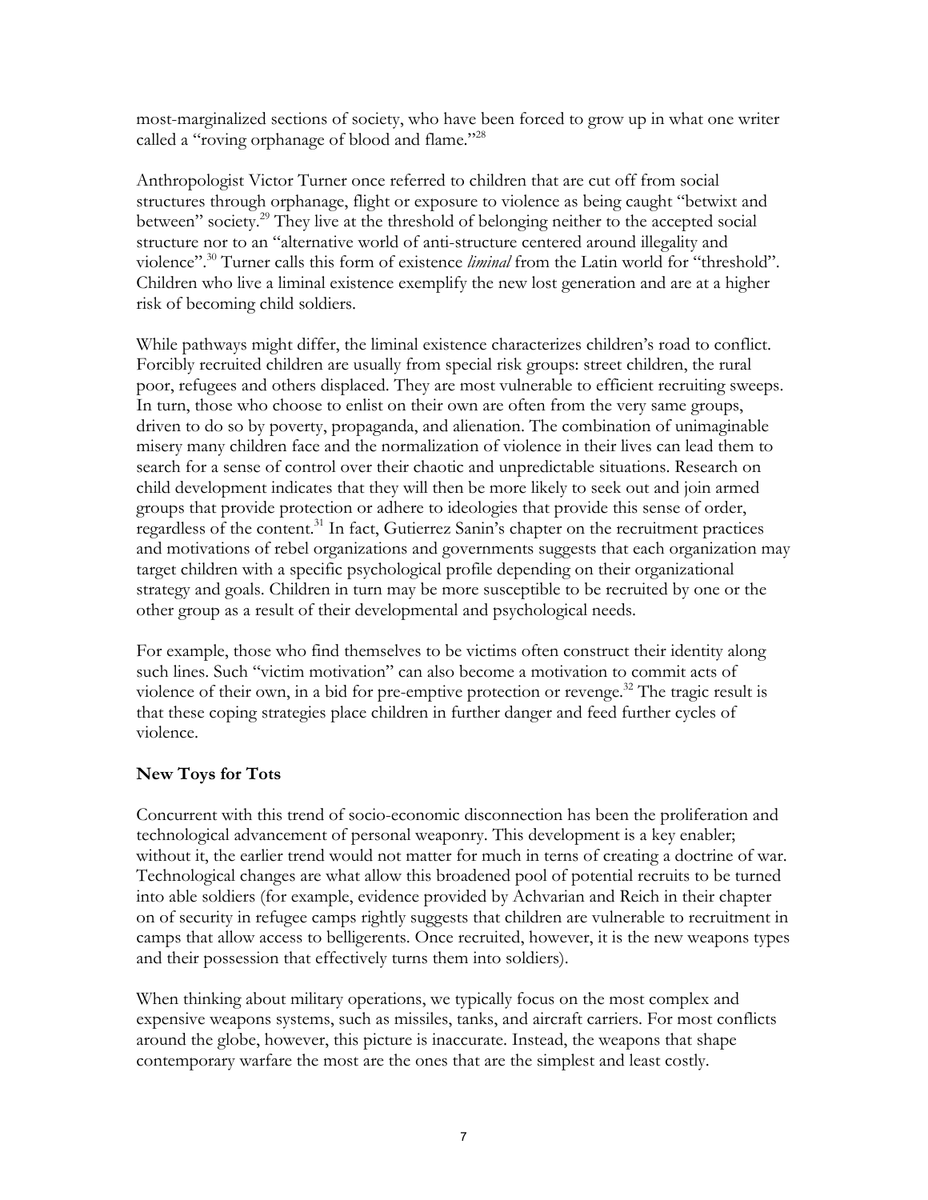most-marginalized sections of society, who have been forced to grow up in what one writer called a "roving orphanage of blood and flame."[28]

Anthropologist Victor Turner once referred to children that are cut off from social structures through orphanage, flight or exposure to violence as being caught "betwixt and between" society.[29] They live at the threshold of belonging neither to the accepted social structure nor to an "alternative world of anti-structure centered around illegality and violence".[30] Turner calls this form of existence *liminal* from the Latin world for "threshold". Children who live a liminal existence exemplify the new lost generation and are at a higher risk of becoming child soldiers.

While pathways might differ, the liminal existence characterizes children's road to conflict. Forcibly recruited children are usually from special risk groups: street children, the rural poor, refugees and others displaced. They are most vulnerable to efficient recruiting sweeps. In turn, those who choose to enlist on their own are often from the very same groups, driven to do so by poverty, propaganda, and alienation. The combination of unimaginable misery many children face and the normalization of violence in their lives can lead them to search for a sense of control over their chaotic and unpredictable situations. Research on child development indicates that they will then be more likely to seek out and join armed groups that provide protection or adhere to ideologies that provide this sense of order, regardless of the content.[31] In fact, Gutierrez Sanin's chapter on the recruitment practices and motivations of rebel organizations and governments suggests that each organization may target children with a specific psychological profile depending on their organizational strategy and goals. Children in turn may be more susceptible to be recruited by one or the other group as a result of their developmental and psychological needs.

For example, those who find themselves to be victims often construct their identity along such lines. Such "victim motivation" can also become a motivation to commit acts of violence of their own, in a bid for pre-emptive protection or revenge.[32] The tragic result is that these coping strategies place children in further danger and feed further cycles of violence.

## New Toys for Tots

Concurrent with this trend of socio-economic disconnection has been the proliferation and technological advancement of personal weaponry. This development is a key enabler; without it, the earlier trend would not matter for much in terns of creating a doctrine of war. Technological changes are what allow this broadened pool of potential recruits to be turned into able soldiers (for example, evidence provided by Achvarian and Reich in their chapter on of security in refugee camps rightly suggests that children are vulnerable to recruitment in camps that allow access to belligerents. Once recruited, however, it is the new weapons types and their possession that effectively turns them into soldiers).

When thinking about military operations, we typically focus on the most complex and expensive weapons systems, such as missiles, tanks, and aircraft carriers. For most conflicts around the globe, however, this picture is inaccurate. Instead, the weapons that shape contemporary warfare the most are the ones that are the simplest and least costly.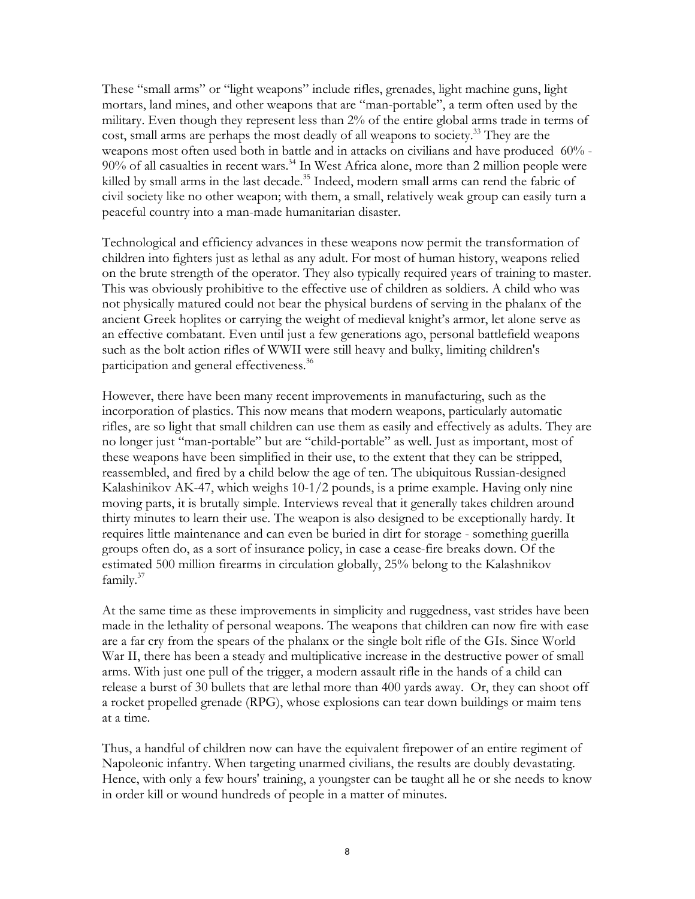These "small arms" or "light weapons" include rifles, grenades, light machine guns, light mortars, land mines, and other weapons that are "man-portable", a term often used by the military. Even though they represent less than 2% of the entire global arms trade in terms of cost, small arms are perhaps the most deadly of all weapons to society.[33] They are the weapons most often used both in battle and in attacks on civilians and have produced 60% - 90% of all casualties in recent wars.[34] In West Africa alone, more than 2 million people were killed by small arms in the last decade.[35] Indeed, modern small arms can rend the fabric of civil society like no other weapon; with them, a small, relatively weak group can easily turn a peaceful country into a man-made humanitarian disaster.

Technological and efficiency advances in these weapons now permit the transformation of children into fighters just as lethal as any adult. For most of human history, weapons relied on the brute strength of the operator. They also typically required years of training to master. This was obviously prohibitive to the effective use of children as soldiers. A child who was not physically matured could not bear the physical burdens of serving in the phalanx of the ancient Greek hoplites or carrying the weight of medieval knight's armor, let alone serve as an effective combatant. Even until just a few generations ago, personal battlefield weapons such as the bolt action rifles of WWII were still heavy and bulky, limiting children's participation and general effectiveness.[36]

However, there have been many recent improvements in manufacturing, such as the incorporation of plastics. This now means that modern weapons, particularly automatic rifles, are so light that small children can use them as easily and effectively as adults. They are no longer just "man-portable" but are "child-portable" as well. Just as important, most of these weapons have been simplified in their use, to the extent that they can be stripped, reassembled, and fired by a child below the age of ten. The ubiquitous Russian-designed Kalashinikov AK-47, which weighs 10-1/2 pounds, is a prime example. Having only nine moving parts, it is brutally simple. Interviews reveal that it generally takes children around thirty minutes to learn their use. The weapon is also designed to be exceptionally hardy. It requires little maintenance and can even be buried in dirt for storage - something guerilla groups often do, as a sort of insurance policy, in case a cease-fire breaks down. Of the estimated 500 million firearms in circulation globally, 25% belong to the Kalashnikov family.[37]

At the same time as these improvements in simplicity and ruggedness, vast strides have been made in the lethality of personal weapons. The weapons that children can now fire with ease are a far cry from the spears of the phalanx or the single bolt rifle of the GIs. Since World War II, there has been a steady and multiplicative increase in the destructive power of small arms. With just one pull of the trigger, a modern assault rifle in the hands of a child can release a burst of 30 bullets that are lethal more than 400 yards away. Or, they can shoot off a rocket propelled grenade (RPG), whose explosions can tear down buildings or maim tens at a time.

Thus, a handful of children now can have the equivalent firepower of an entire regiment of Napoleonic infantry. When targeting unarmed civilians, the results are doubly devastating. Hence, with only a few hours' training, a youngster can be taught all he or she needs to know in order kill or wound hundreds of people in a matter of minutes.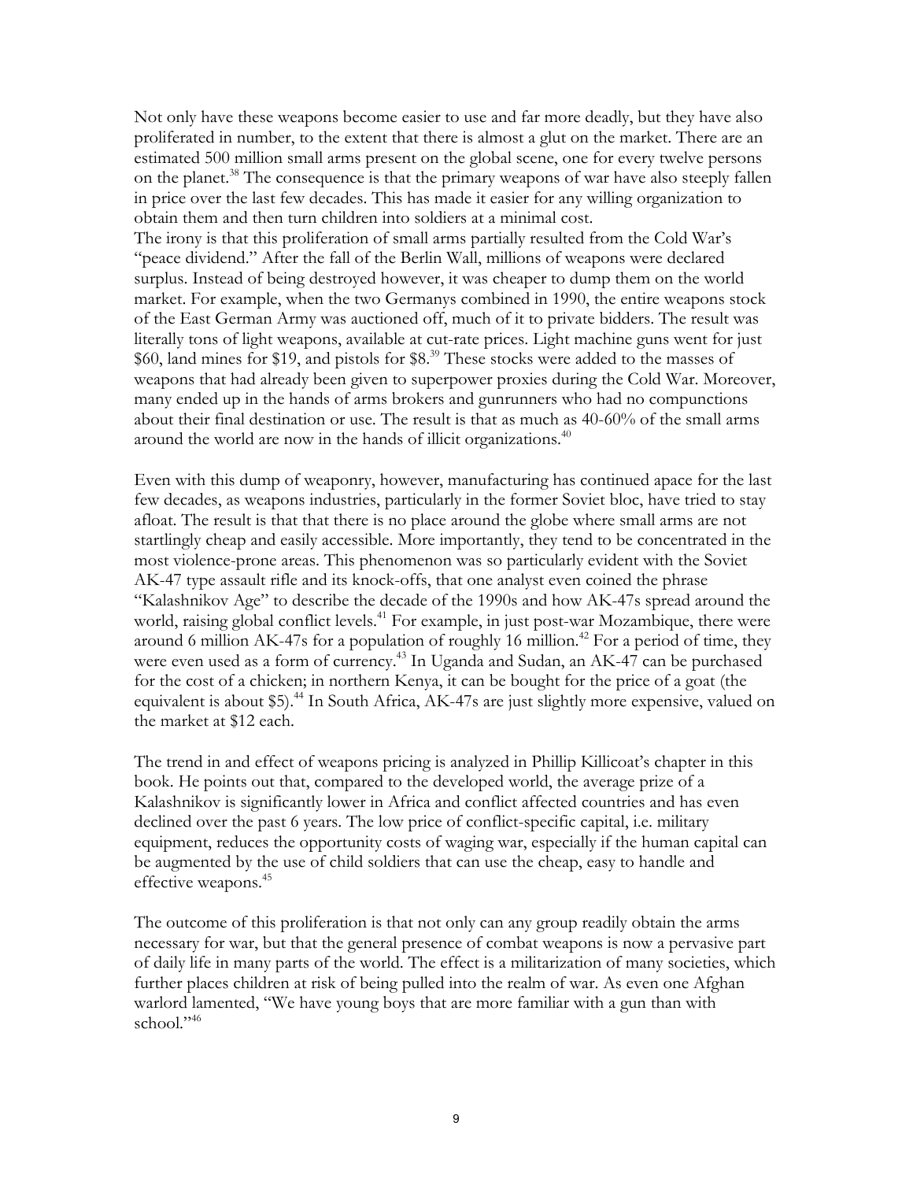Not only have these weapons become easier to use and far more deadly, but they have also proliferated in number, to the extent that there is almost a glut on the market. There are an estimated 500 million small arms present on the global scene, one for every twelve persons on the planet.[38] The consequence is that the primary weapons of war have also steeply fallen in price over the last few decades. This has made it easier for any willing organization to obtain them and then turn children into soldiers at a minimal cost.

The irony is that this proliferation of small arms partially resulted from the Cold War's "peace dividend." After the fall of the Berlin Wall, millions of weapons were declared surplus. Instead of being destroyed however, it was cheaper to dump them on the world market. For example, when the two Germanys combined in 1990, the entire weapons stock of the East German Army was auctioned off, much of it to private bidders. The result was literally tons of light weapons, available at cut-rate prices. Light machine guns went for just $60, land mines for $19, and pistols for $8.[39] These stocks were added to the masses of weapons that had already been given to superpower proxies during the Cold War. Moreover, many ended up in the hands of arms brokers and gunrunners who had no compunctions about their final destination or use. The result is that as much as 40-60% of the small arms around the world are now in the hands of illicit organizations.[40]

Even with this dump of weaponry, however, manufacturing has continued apace for the last few decades, as weapons industries, particularly in the former Soviet bloc, have tried to stay afloat. The result is that that there is no place around the globe where small arms are not startlingly cheap and easily accessible. More importantly, they tend to be concentrated in the most violence-prone areas. This phenomenon was so particularly evident with the Soviet AK-47 type assault rifle and its knock-offs, that one analyst even coined the phrase "Kalashnikov Age" to describe the decade of the 1990s and how AK-47s spread around the world, raising global conflict levels.[41] For example, in just post-war Mozambique, there were around 6 million AK-47s for a population of roughly 16 million.[42] For a period of time, they were even used as a form of currency.[43] In Uganda and Sudan, an AK-47 can be purchased for the cost of a chicken; in northern Kenya, it can be bought for the price of a goat (the equivalent is about $5).[44] In South Africa, AK-47s are just slightly more expensive, valued on the market at $12 each.

The trend in and effect of weapons pricing is analyzed in Phillip Killicoat's chapter in this book. He points out that, compared to the developed world, the average prize of a Kalashnikov is significantly lower in Africa and conflict affected countries and has even declined over the past 6 years. The low price of conflict-specific capital, i.e. military equipment, reduces the opportunity costs of waging war, especially if the human capital can be augmented by the use of child soldiers that can use the cheap, easy to handle and effective weapons.[45]

The outcome of this proliferation is that not only can any group readily obtain the arms necessary for war, but that the general presence of combat weapons is now a pervasive part of daily life in many parts of the world. The effect is a militarization of many societies, which further places children at risk of being pulled into the realm of war. As even one Afghan warlord lamented, "We have young boys that are more familiar with a gun than with school."[46]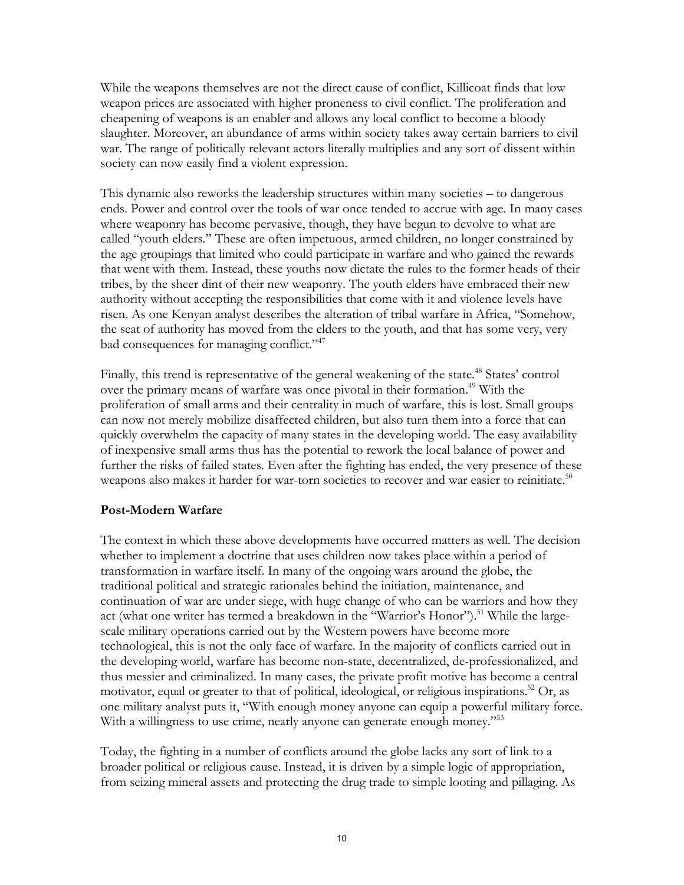While the weapons themselves are not the direct cause of conflict, Killicoat finds that low weapon prices are associated with higher proneness to civil conflict. The proliferation and cheapening of weapons is an enabler and allows any local conflict to become a bloody slaughter. Moreover, an abundance of arms within society takes away certain barriers to civil war. The range of politically relevant actors literally multiplies and any sort of dissent within society can now easily find a violent expression.

This dynamic also reworks the leadership structures within many societies – to dangerous ends. Power and control over the tools of war once tended to accrue with age. In many cases where weaponry has become pervasive, though, they have begun to devolve to what are called "youth elders." These are often impetuous, armed children, no longer constrained by the age groupings that limited who could participate in warfare and who gained the rewards that went with them. Instead, these youths now dictate the rules to the former heads of their tribes, by the sheer dint of their new weaponry. The youth elders have embraced their new authority without accepting the responsibilities that come with it and violence levels have risen. As one Kenyan analyst describes the alteration of tribal warfare in Africa, "Somehow, the seat of authority has moved from the elders to the youth, and that has some very, very bad consequences for managing conflict."[47]

Finally, this trend is representative of the general weakening of the state.[48] States' control over the primary means of warfare was once pivotal in their formation.[49] With the proliferation of small arms and their centrality in much of warfare, this is lost. Small groups can now not merely mobilize disaffected children, but also turn them into a force that can quickly overwhelm the capacity of many states in the developing world. The easy availability of inexpensive small arms thus has the potential to rework the local balance of power and further the risks of failed states. Even after the fighting has ended, the very presence of these weapons also makes it harder for war-torn societies to recover and war easier to reinitiate.[50]

**Post-Modern Warfare**

The context in which these above developments have occurred matters as well. The decision whether to implement a doctrine that uses children now takes place within a period of transformation in warfare itself. In many of the ongoing wars around the globe, the traditional political and strategic rationales behind the initiation, maintenance, and continuation of war are under siege, with huge change of who can be warriors and how they act (what one writer has termed a breakdown in the "Warrior's Honor").[51] While the large-scale military operations carried out by the Western powers have become more technological, this is not the only face of warfare. In the majority of conflicts carried out in the developing world, warfare has become non-state, decentralized, de-professionalized, and thus messier and criminalized. In many cases, the private profit motive has become a central motivator, equal or greater to that of political, ideological, or religious inspirations.[52] Or, as one military analyst puts it, "With enough money anyone can equip a powerful military force. With a willingness to use crime, nearly anyone can generate enough money."[53]

Today, the fighting in a number of conflicts around the globe lacks any sort of link to a broader political or religious cause. Instead, it is driven by a simple logic of appropriation, from seizing mineral assets and protecting the drug trade to simple looting and pillaging. As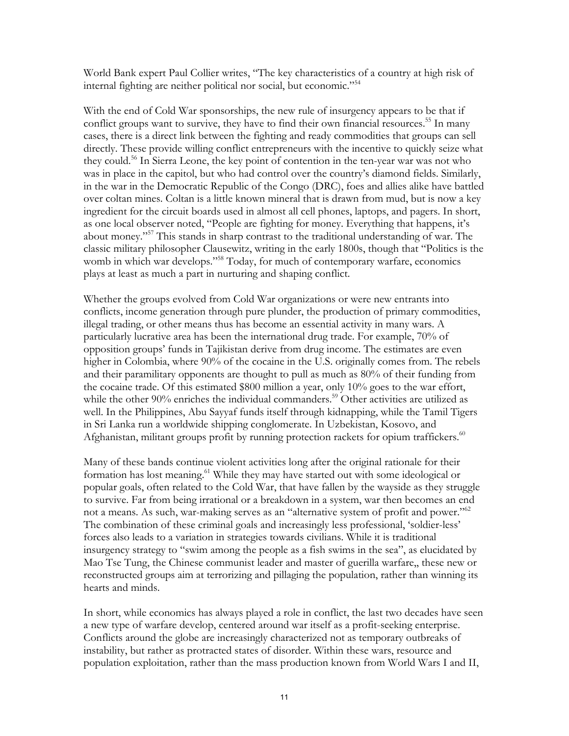World Bank expert Paul Collier writes, "The key characteristics of a country at high risk of internal fighting are neither political nor social, but economic."[54]

With the end of Cold War sponsorships, the new rule of insurgency appears to be that if conflict groups want to survive, they have to find their own financial resources.[55] In many cases, there is a direct link between the fighting and ready commodities that groups can sell directly. These provide willing conflict entrepreneurs with the incentive to quickly seize what they could.[56] In Sierra Leone, the key point of contention in the ten-year war was not who was in place in the capitol, but who had control over the country's diamond fields. Similarly, in the war in the Democratic Republic of the Congo (DRC), foes and allies alike have battled over coltan mines. Coltan is a little known mineral that is drawn from mud, but is now a key ingredient for the circuit boards used in almost all cell phones, laptops, and pagers. In short, as one local observer noted, "People are fighting for money. Everything that happens, it's about money."[57] This stands in sharp contrast to the traditional understanding of war. The classic military philosopher Clausewitz, writing in the early 1800s, though that "Politics is the womb in which war develops."[58] Today, for much of contemporary warfare, economics plays at least as much a part in nurturing and shaping conflict.

Whether the groups evolved from Cold War organizations or were new entrants into conflicts, income generation through pure plunder, the production of primary commodities, illegal trading, or other means thus has become an essential activity in many wars. A particularly lucrative area has been the international drug trade. For example, 70% of opposition groups' funds in Tajikistan derive from drug income. The estimates are even higher in Colombia, where 90% of the cocaine in the U.S. originally comes from. The rebels and their paramilitary opponents are thought to pull as much as 80% of their funding from the cocaine trade. Of this estimated $800 million a year, only 10% goes to the war effort, while the other 90% enriches the individual commanders.[59] Other activities are utilized as well. In the Philippines, Abu Sayyaf funds itself through kidnapping, while the Tamil Tigers in Sri Lanka run a worldwide shipping conglomerate. In Uzbekistan, Kosovo, and Afghanistan, militant groups profit by running protection rackets for opium traffickers.[60]

Many of these bands continue violent activities long after the original rationale for their formation has lost meaning.[61] While they may have started out with some ideological or popular goals, often related to the Cold War, that have fallen by the wayside as they struggle to survive. Far from being irrational or a breakdown in a system, war then becomes an end not a means. As such, war-making serves as an "alternative system of profit and power."[62] The combination of these criminal goals and increasingly less professional, 'soldier-less' forces also leads to a variation in strategies towards civilians. While it is traditional insurgency strategy to "swim among the people as a fish swims in the sea", as elucidated by Mao Tse Tung, the Chinese communist leader and master of guerilla warfare,, these new or reconstructed groups aim at terrorizing and pillaging the population, rather than winning its hearts and minds.

In short, while economics has always played a role in conflict, the last two decades have seen a new type of warfare develop, centered around war itself as a profit-seeking enterprise. Conflicts around the globe are increasingly characterized not as temporary outbreaks of instability, but rather as protracted states of disorder. Within these wars, resource and population exploitation, rather than the mass production known from World Wars I and II,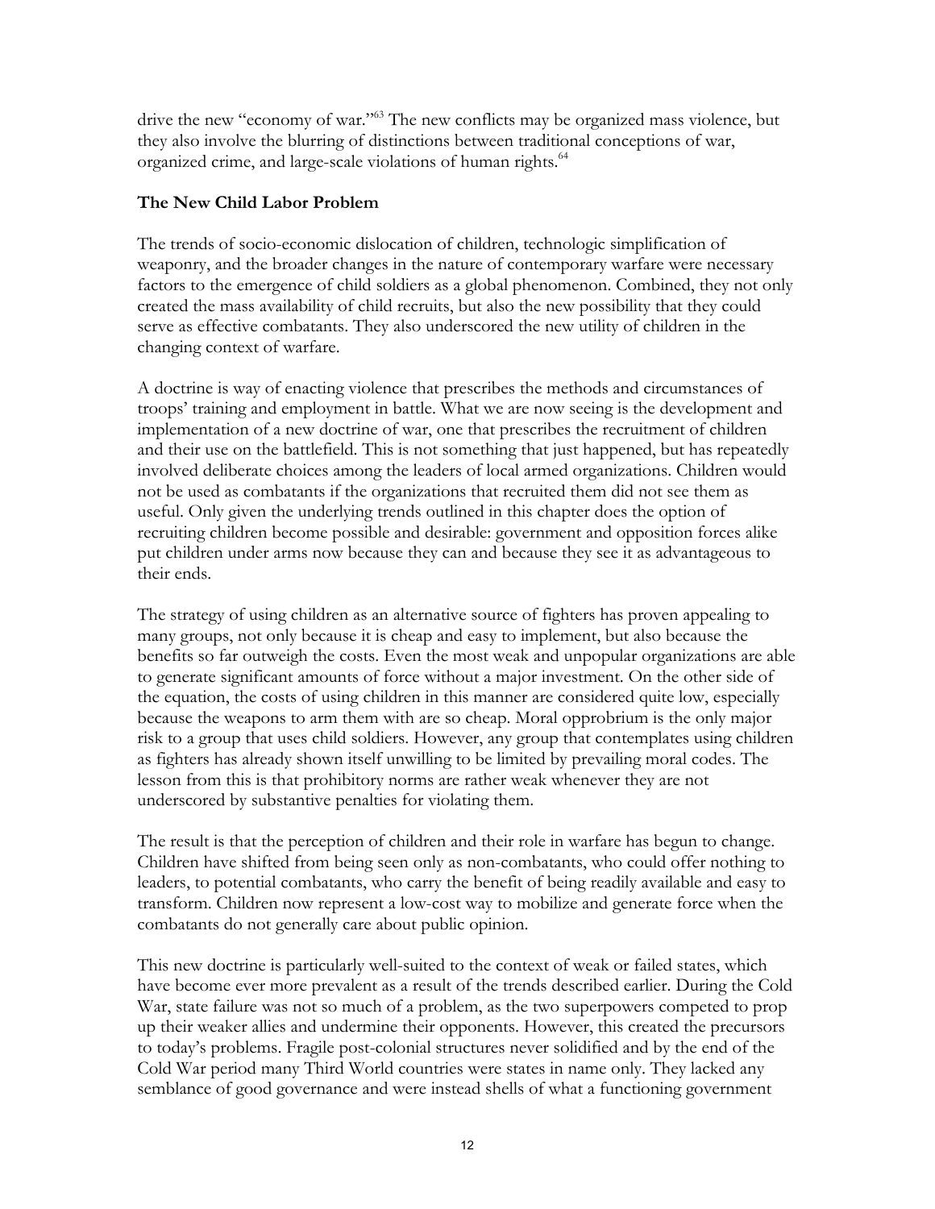drive the new "economy of war."[63] The new conflicts may be organized mass violence, but they also involve the blurring of distinctions between traditional conceptions of war, organized crime, and large-scale violations of human rights.[64]

### The New Child Labor Problem

The trends of socio-economic dislocation of children, technologic simplification of weaponry, and the broader changes in the nature of contemporary warfare were necessary factors to the emergence of child soldiers as a global phenomenon. Combined, they not only created the mass availability of child recruits, but also the new possibility that they could serve as effective combatants. They also underscored the new utility of children in the changing context of warfare.

A doctrine is way of enacting violence that prescribes the methods and circumstances of troops' training and employment in battle. What we are now seeing is the development and implementation of a new doctrine of war, one that prescribes the recruitment of children and their use on the battlefield. This is not something that just happened, but has repeatedly involved deliberate choices among the leaders of local armed organizations. Children would not be used as combatants if the organizations that recruited them did not see them as useful. Only given the underlying trends outlined in this chapter does the option of recruiting children become possible and desirable: government and opposition forces alike put children under arms now because they can and because they see it as advantageous to their ends.

The strategy of using children as an alternative source of fighters has proven appealing to many groups, not only because it is cheap and easy to implement, but also because the benefits so far outweigh the costs. Even the most weak and unpopular organizations are able to generate significant amounts of force without a major investment. On the other side of the equation, the costs of using children in this manner are considered quite low, especially because the weapons to arm them with are so cheap. Moral opprobrium is the only major risk to a group that uses child soldiers. However, any group that contemplates using children as fighters has already shown itself unwilling to be limited by prevailing moral codes. The lesson from this is that prohibitory norms are rather weak whenever they are not underscored by substantive penalties for violating them.

The result is that the perception of children and their role in warfare has begun to change. Children have shifted from being seen only as non-combatants, who could offer nothing to leaders, to potential combatants, who carry the benefit of being readily available and easy to transform. Children now represent a low-cost way to mobilize and generate force when the combatants do not generally care about public opinion.

This new doctrine is particularly well-suited to the context of weak or failed states, which have become ever more prevalent as a result of the trends described earlier. During the Cold War, state failure was not so much of a problem, as the two superpowers competed to prop up their weaker allies and undermine their opponents. However, this created the precursors to today's problems. Fragile post-colonial structures never solidified and by the end of the Cold War period many Third World countries were states in name only. They lacked any semblance of good governance and were instead shells of what a functioning government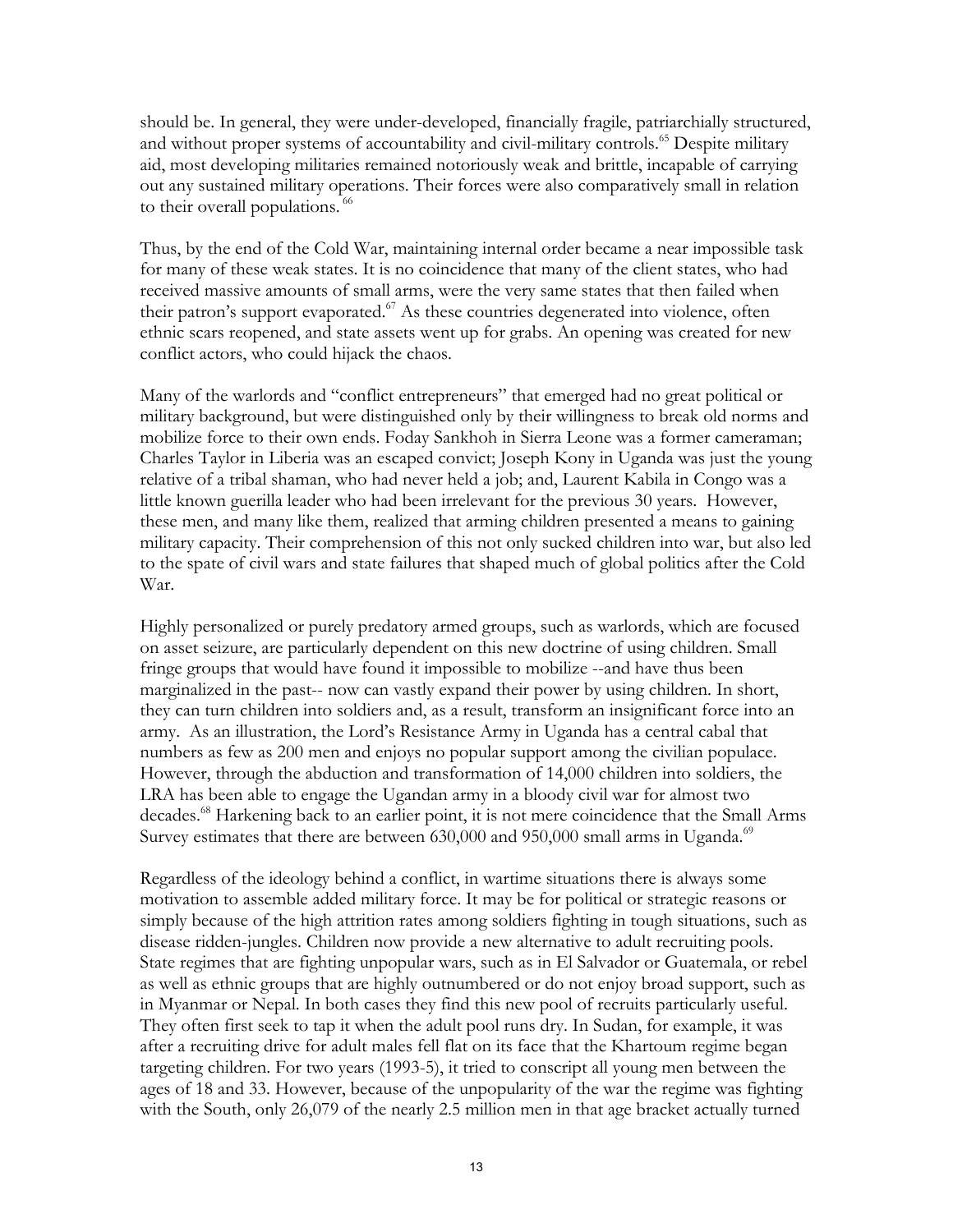should be. In general, they were under-developed, financially fragile, patriarchially structured, and without proper systems of accountability and civil-military controls.[65] Despite military aid, most developing militaries remained notoriously weak and brittle, incapable of carrying out any sustained military operations. Their forces were also comparatively small in relation to their overall populations.[66]

Thus, by the end of the Cold War, maintaining internal order became a near impossible task for many of these weak states. It is no coincidence that many of the client states, who had received massive amounts of small arms, were the very same states that then failed when their patron's support evaporated.[67] As these countries degenerated into violence, often ethnic scars reopened, and state assets went up for grabs. An opening was created for new conflict actors, who could hijack the chaos.

Many of the warlords and "conflict entrepreneurs" that emerged had no great political or military background, but were distinguished only by their willingness to break old norms and mobilize force to their own ends. Foday Sankhoh in Sierra Leone was a former cameraman; Charles Taylor in Liberia was an escaped convict; Joseph Kony in Uganda was just the young relative of a tribal shaman, who had never held a job; and, Laurent Kabila in Congo was a little known guerilla leader who had been irrelevant for the previous 30 years. However, these men, and many like them, realized that arming children presented a means to gaining military capacity. Their comprehension of this not only sucked children into war, but also led to the spate of civil wars and state failures that shaped much of global politics after the Cold War.

Highly personalized or purely predatory armed groups, such as warlords, which are focused on asset seizure, are particularly dependent on this new doctrine of using children. Small fringe groups that would have found it impossible to mobilize --and have thus been marginalized in the past-- now can vastly expand their power by using children. In short, they can turn children into soldiers and, as a result, transform an insignificant force into an army. As an illustration, the Lord's Resistance Army in Uganda has a central cabal that numbers as few as 200 men and enjoys no popular support among the civilian populace. However, through the abduction and transformation of 14,000 children into soldiers, the LRA has been able to engage the Ugandan army in a bloody civil war for almost two decades.[68] Harkening back to an earlier point, it is not mere coincidence that the Small Arms Survey estimates that there are between 630,000 and 950,000 small arms in Uganda.[69]

Regardless of the ideology behind a conflict, in wartime situations there is always some motivation to assemble added military force. It may be for political or strategic reasons or simply because of the high attrition rates among soldiers fighting in tough situations, such as disease ridden-jungles. Children now provide a new alternative to adult recruiting pools. State regimes that are fighting unpopular wars, such as in El Salvador or Guatemala, or rebel as well as ethnic groups that are highly outnumbered or do not enjoy broad support, such as in Myanmar or Nepal. In both cases they find this new pool of recruits particularly useful. They often first seek to tap it when the adult pool runs dry. In Sudan, for example, it was after a recruiting drive for adult males fell flat on its face that the Khartoum regime began targeting children. For two years (1993-5), it tried to conscript all young men between the ages of 18 and 33. However, because of the unpopularity of the war the regime was fighting with the South, only 26,079 of the nearly 2.5 million men in that age bracket actually turned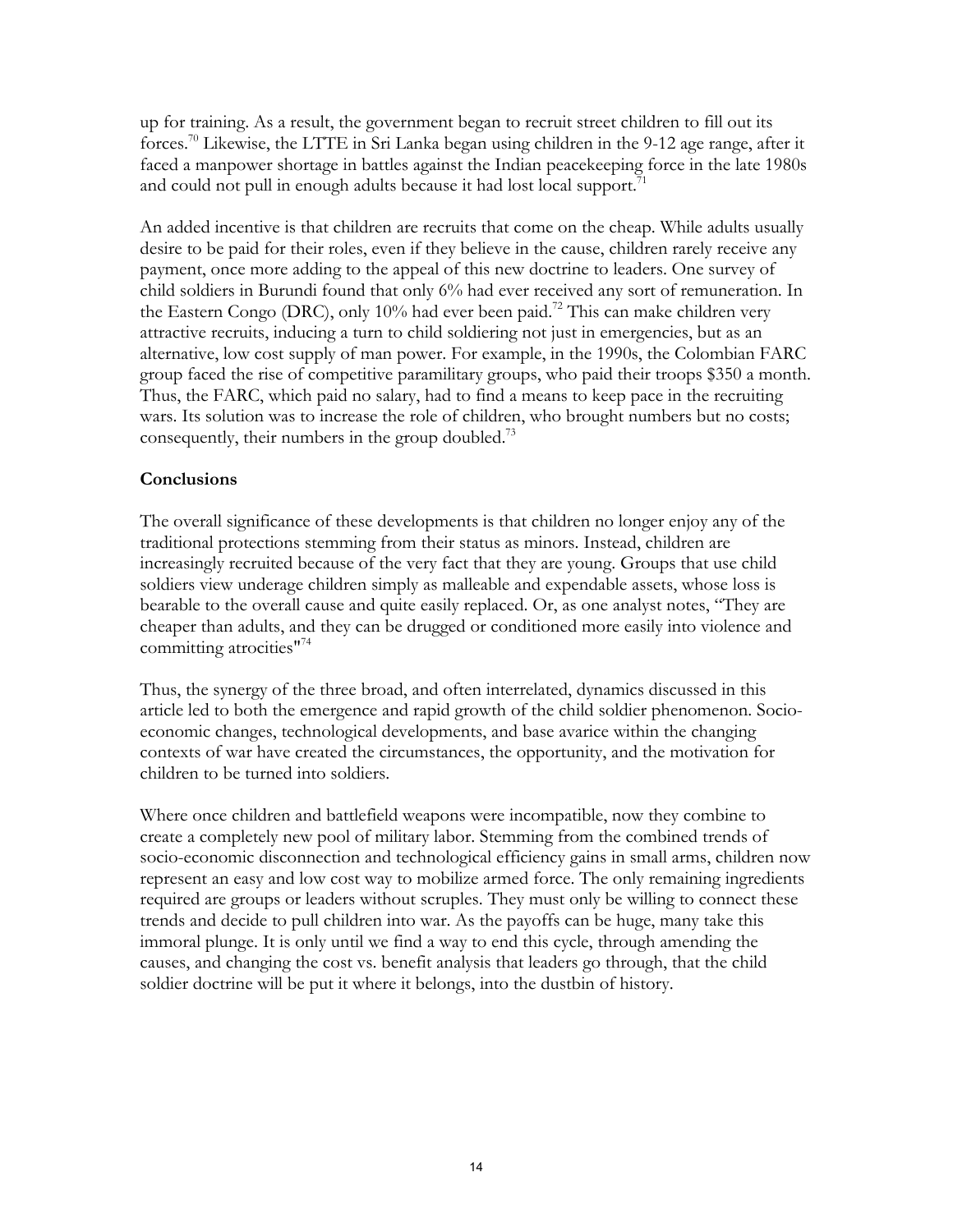up for training. As a result, the government began to recruit street children to fill out its forces.[70] Likewise, the LTTE in Sri Lanka began using children in the 9-12 age range, after it faced a manpower shortage in battles against the Indian peacekeeping force in the late 1980s and could not pull in enough adults because it had lost local support.[71]

An added incentive is that children are recruits that come on the cheap. While adults usually desire to be paid for their roles, even if they believe in the cause, children rarely receive any payment, once more adding to the appeal of this new doctrine to leaders. One survey of child soldiers in Burundi found that only 6% had ever received any sort of remuneration. In the Eastern Congo (DRC), only 10% had ever been paid.[72] This can make children very attractive recruits, inducing a turn to child soldiering not just in emergencies, but as an alternative, low cost supply of man power. For example, in the 1990s, the Colombian FARC group faced the rise of competitive paramilitary groups, who paid their troops $350 a month. Thus, the FARC, which paid no salary, had to find a means to keep pace in the recruiting wars. Its solution was to increase the role of children, who brought numbers but no costs; consequently, their numbers in the group doubled.[73]

**Conclusions**

The overall significance of these developments is that children no longer enjoy any of the traditional protections stemming from their status as minors. Instead, children are increasingly recruited because of the very fact that they are young. Groups that use child soldiers view underage children simply as malleable and expendable assets, whose loss is bearable to the overall cause and quite easily replaced. Or, as one analyst notes, "They are cheaper than adults, and they can be drugged or conditioned more easily into violence and committing atrocities"[74]

Thus, the synergy of the three broad, and often interrelated, dynamics discussed in this article led to both the emergence and rapid growth of the child soldier phenomenon. Socio-economic changes, technological developments, and base avarice within the changing contexts of war have created the circumstances, the opportunity, and the motivation for children to be turned into soldiers.

Where once children and battlefield weapons were incompatible, now they combine to create a completely new pool of military labor. Stemming from the combined trends of socio-economic disconnection and technological efficiency gains in small arms, children now represent an easy and low cost way to mobilize armed force. The only remaining ingredients required are groups or leaders without scruples. They must only be willing to connect these trends and decide to pull children into war. As the payoffs can be huge, many take this immoral plunge. It is only until we find a way to end this cycle, through amending the causes, and changing the cost vs. benefit analysis that leaders go through, that the child soldier doctrine will be put it where it belongs, into the dustbin of history.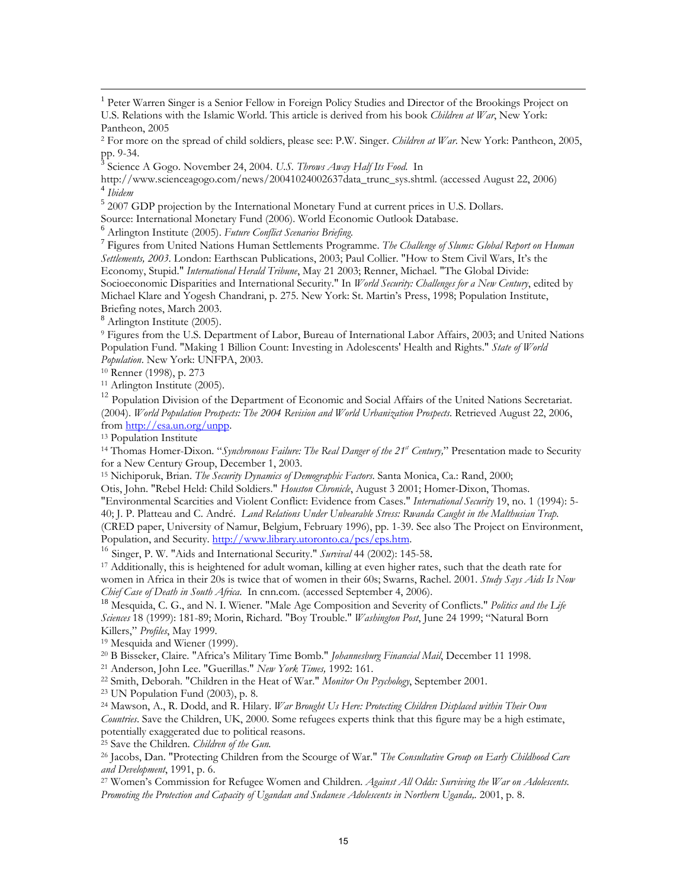[1] Peter Warren Singer is a Senior Fellow in Foreign Policy Studies and Director of the Brookings Project on U.S. Relations with the Islamic World. This article is derived from his book *Children at War*, New York: Pantheon, 2005

[2] For more on the spread of child soldiers, please see: P.W. Singer. *Children at War*. New York: Pantheon, 2005, pp. 9-34.

[3] Science A Gogo. November 24, 2004. *U.S. Throws Away Half Its Food*. In http://www.scienceagogo.com/news/20041024002637data_trunc_sys.shtml. (accessed August 22, 2006)

[4] *Ibidem*

[5] 2007 GDP projection by the International Monetary Fund at current prices in U.S. Dollars. Source: International Monetary Fund (2006). World Economic Outlook Database.

[6] Arlington Institute (2005). *Future Conflict Scenarios Briefing*.

[7] Figures from United Nations Human Settlements Programme. *The Challenge of Slums: Global Report on Human Settlements, 2003*. London: Earthscan Publications, 2003; Paul Collier. "How to Stem Civil Wars, It's the Economy, Stupid." *International Herald Tribune*, May 21 2003; Renner, Michael. "The Global Divide: Socioeconomic Disparities and International Security." In *World Security: Challenges for a New Century*, edited by Michael Klare and Yogesh Chandrani, p. 275. New York: St. Martin's Press, 1998; Population Institute, Briefing notes, March 2003.

[8] Arlington Institute (2005).

[9] Figures from the U.S. Department of Labor, Bureau of International Labor Affairs, 2003; and United Nations Population Fund. "Making 1 Billion Count: Investing in Adolescents' Health and Rights." *State of World Population*. New York: UNFPA, 2003.

[10] Renner (1998), p. 273

[11] Arlington Institute (2005).

[12] Population Division of the Department of Economic and Social Affairs of the United Nations Secretariat. (2004). *World Population Prospects: The 2004 Revision and World Urbanization Prospects*. Retrieved August 22, 2006, from http://esa.un.org/unpp.

[13] Population Institute

[14] Thomas Homer-Dixon. "*Synchronous Failure: The Real Danger of the 21st Century,*" Presentation made to Security for a New Century Group, December 1, 2003.

[15] Nichiporuk, Brian. *The Security Dynamics of Demographic Factors*. Santa Monica, Ca.: Rand, 2000; Otis, John. "Rebel Held: Child Soldiers." *Houston Chronicle*, August 3 2001; Homer-Dixon, Thomas. "Environmental Scarcities and Violent Conflict: Evidence from Cases." *International Security* 19, no. 1 (1994): 5-40; J. P. Platteau and C. André. *Land Relations Under Unbearable Stress: Rwanda Caught in the Malthusian Trap*. (CRED paper, University of Namur, Belgium, February 1996), pp. 1-39. See also The Project on Environment, Population, and Security. http://www.library.utoronto.ca/pcs/eps.htm.

[16] Singer, P. W. "Aids and International Security." *Survival* 44 (2002): 145-58.

[17] Additionally, this is heightened for adult woman, killing at even higher rates, such that the death rate for women in Africa in their 20s is twice that of women in their 60s; Swarns, Rachel. 2001. *Study Says Aids Is Now Chief Case of Death in South Africa*. In cnn.com. (accessed September 4, 2006).

[18] Mesquida, C. G., and N. I. Wiener. "Male Age Composition and Severity of Conflicts." *Politics and the Life Sciences* 18 (1999): 181-89; Morin, Richard. "Boy Trouble." *Washington Post*, June 24 1999; "Natural Born Killers," *Profiles*, May 1999.

[19] Mesquida and Wiener (1999).

[20] B Bisseker, Claire. "Africa's Military Time Bomb." *Johannesburg Financial Mail*, December 11 1998.

[21] Anderson, John Lee. "Guerillas." *New York Times,* 1992: 161.

[22] Smith, Deborah. "Children in the Heat of War." *Monitor On Psychology*, September 2001.

[23] UN Population Fund (2003), p. 8.

[24] Mawson, A., R. Dodd, and R. Hilary. *War Brought Us Here: Protecting Children Displaced within Their Own Countries*. Save the Children, UK, 2000. Some refugees experts think that this figure may be a high estimate, potentially exaggerated due to political reasons.

[25] Save the Children. *Children of the Gun.*

[26] Jacobs, Dan. "Protecting Children from the Scourge of War." *The Consultative Group on Early Childhood Care and Development*, 1991, p. 6.

[27] Women's Commission for Refugee Women and Children. *Against All Odds: Surviving the War on Adolescents. Promoting the Protection and Capacity of Ugandan and Sudanese Adolescents in Northern Uganda,*. 2001, p. 8.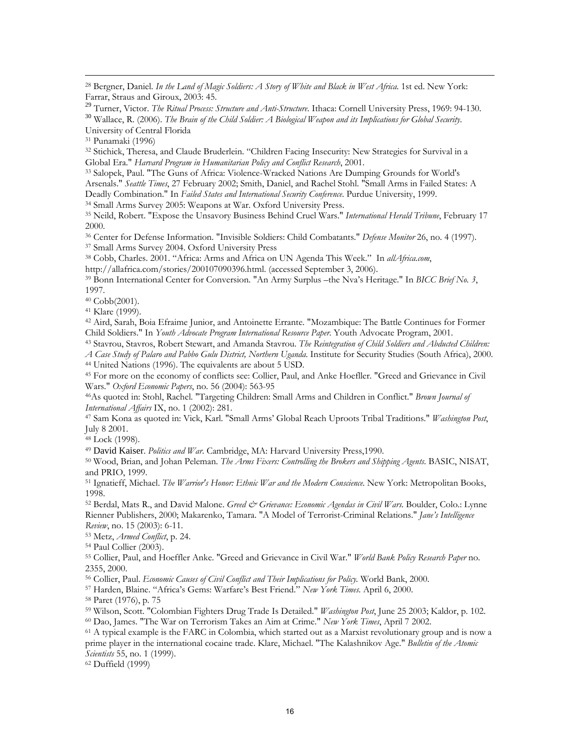[28] Bergner, Daniel. *In the Land of Magic Soldiers: A Story of White and Black in West Africa*. 1st ed. New York: Farrar, Straus and Giroux, 2003: 45.

[29] Turner, Victor. *The Ritual Process: Structure and Anti-Structure*. Ithaca: Cornell University Press, 1969: 94-130.

[30] Wallace, R. (2006). *The Brain of the Child Soldier: A Biological Weapon and its Implications for Global Security*. University of Central Florida

[31] Punamaki (1996)

[32] Stichick, Theresa, and Claude Bruderlein. "Children Facing Insecurity: New Strategies for Survival in a Global Era." *Harvard Program in Humanitarian Policy and Conflict Research*, 2001.

[33] Salopek, Paul. "The Guns of Africa: Violence-Wracked Nations Are Dumping Grounds for World's Arsenals." *Seattle Times*, 27 February 2002; Smith, Daniel, and Rachel Stohl. "Small Arms in Failed States: A Deadly Combination." In *Failed States and International Security Conference*. Purdue University, 1999.

[34] Small Arms Survey 2005: Weapons at War. Oxford University Press.

[35] Neild, Robert. "Expose the Unsavory Business Behind Cruel Wars." *International Herald Tribune*, February 17 2000.

[36] Center for Defense Information. "Invisible Soldiers: Child Combatants." *Defense Monitor* 26, no. 4 (1997).

[37] Small Arms Survey 2004. Oxford University Press

[38] Cobb, Charles. 2001. "Africa: Arms and Africa on UN Agenda This Week." In *allAfrica.com*, http://allafrica.com/stories/200107090396.html. (accessed September 3, 2006).

[39] Bonn International Center for Conversion. "An Army Surplus –the Nva's Heritage." In *BICC Brief No. 3*, 1997.

[40] Cobb(2001).

[41] Klare (1999).

[42] Aird, Sarah, Boia Efraime Junior, and Antoinette Errante. "Mozambique: The Battle Continues for Former Child Soldiers." In *Youth Advocate Program International Resource Paper*. Youth Advocate Program, 2001.

[43] Stavrou, Stavros, Robert Stewart, and Amanda Stavrou. *The Reintegration of Child Soldiers and Abducted Children: A Case Study of Palaro and Pabbo Gulu District, Northern Uganda*. Institute for Security Studies (South Africa), 2000.

[44] United Nations (1996). The equivalents are about 5 USD.

[45] For more on the economy of conflicts see: Collier, Paul, and Anke Hoefller. "Greed and Grievance in Civil Wars." *Oxford Economic Papers*, no. 56 (2004): 563-95

[46] As quoted in: Stohl, Rachel. "Targeting Children: Small Arms and Children in Conflict." *Brown Journal of International Affairs* IX, no. 1 (2002): 281.

[47] Sam Kona as quoted in: Vick, Karl. "Small Arms' Global Reach Uproots Tribal Traditions." *Washington Post*, July 8 2001.

[48] Lock (1998).

[49] David Kaiser. *Politics and War*. Cambridge, MA: Harvard University Press,1990.

[50] Wood, Brian, and Johan Peleman. *The Arms Fixers: Controlling the Brokers and Shipping Agents*. BASIC, NISAT, and PRIO, 1999.

[51] Ignatieff, Michael. *The Warrior's Honor: Ethnic War and the Modern Conscience*. New York: Metropolitan Books, 1998.

[52] Berdal, Mats R., and David Malone. *Greed & Grievance: Economic Agendas in Civil Wars*. Boulder, Colo.: Lynne Rienner Publishers, 2000; Makarenko, Tamara. "A Model of Terrorist-Criminal Relations." *Jane's Intelligence Review*, no. 15 (2003): 6-11.

[53] Metz, *Armed Conflict*, p. 24.

[54] Paul Collier (2003).

[55] Collier, Paul, and Hoeffler Anke. "Greed and Grievance in Civil War." *World Bank Policy Research Paper* no. 2355, 2000.

[56] Collier, Paul. *Economic Causes of Civil Conflict and Their Implications for Policy*. World Bank, 2000.

[57] Harden, Blaine. "Africa's Gems: Warfare's Best Friend." *New York Times*. April 6, 2000.

[58] Paret (1976), p. 75

[59] Wilson, Scott. "Colombian Fighters Drug Trade Is Detailed." *Washington Post*, June 25 2003; Kaldor, p. 102.

[60] Dao, James. "The War on Terrorism Takes an Aim at Crime." *New York Times*, April 7 2002.

[61] A typical example is the FARC in Colombia, which started out as a Marxist revolutionary group and is now a prime player in the international cocaine trade. Klare, Michael. "The Kalashnikov Age." *Bulletin of the Atomic Scientists* 55, no. 1 (1999).

[62] Duffield (1999)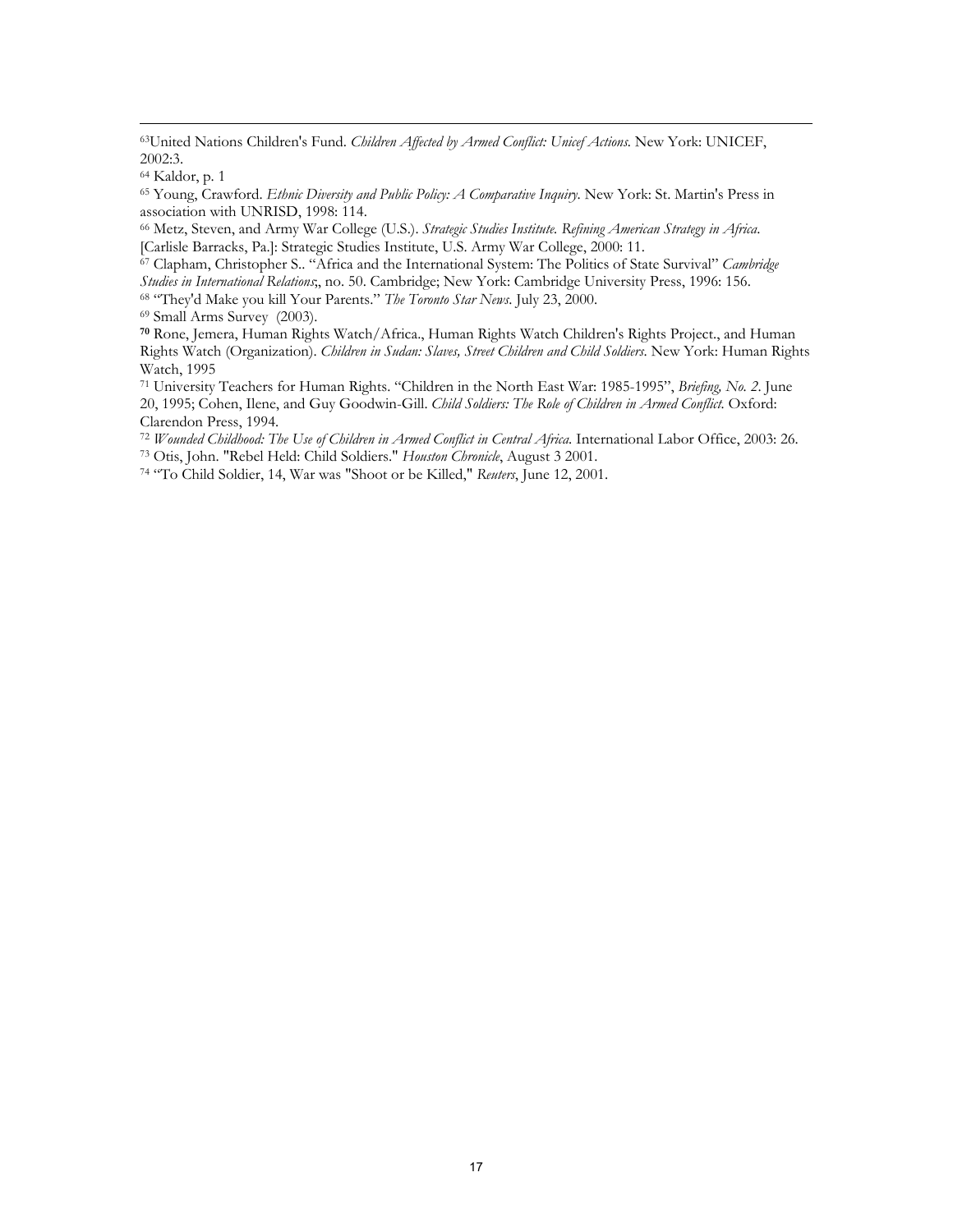[63]United Nations Children's Fund. *Children Affected by Armed Conflict: Unicef Actions.* New York: UNICEF, 2002:3.

[64] Kaldor, p. 1

[65] Young, Crawford. *Ethnic Diversity and Public Policy: A Comparative Inquiry.* New York: St. Martin's Press in association with UNRISD, 1998: 114.

[66] Metz, Steven, and Army War College (U.S.). *Strategic Studies Institute. Refining American Strategy in Africa.* [Carlisle Barracks, Pa.]: Strategic Studies Institute, U.S. Army War College, 2000: 11.

[67] Clapham, Christopher S.. "Africa and the International System: The Politics of State Survival" *Cambridge Studies in International Relations*;, no. 50. Cambridge; New York: Cambridge University Press, 1996: 156.

[68] "They'd Make you kill Your Parents." *The Toronto Star News.* July 23, 2000.

[69] Small Arms Survey (2003).

**[70]** Rone, Jemera, Human Rights Watch/Africa., Human Rights Watch Children's Rights Project., and Human Rights Watch (Organization). *Children in Sudan: Slaves, Street Children and Child Soldiers.* New York: Human Rights Watch, 1995

[71] University Teachers for Human Rights. "Children in the North East War: 1985-1995", *Briefing, No. 2.* June 20, 1995; Cohen, Ilene, and Guy Goodwin-Gill. *Child Soldiers: The Role of Children in Armed Conflict.* Oxford: Clarendon Press, 1994.

[72] *Wounded Childhood: The Use of Children in Armed Conflict in Central Africa.* International Labor Office, 2003: 26.

[73] Otis, John. "Rebel Held: Child Soldiers." *Houston Chronicle*, August 3 2001.

[74] "To Child Soldier, 14, War was "Shoot or be Killed," *Reuters*, June 12, 2001.